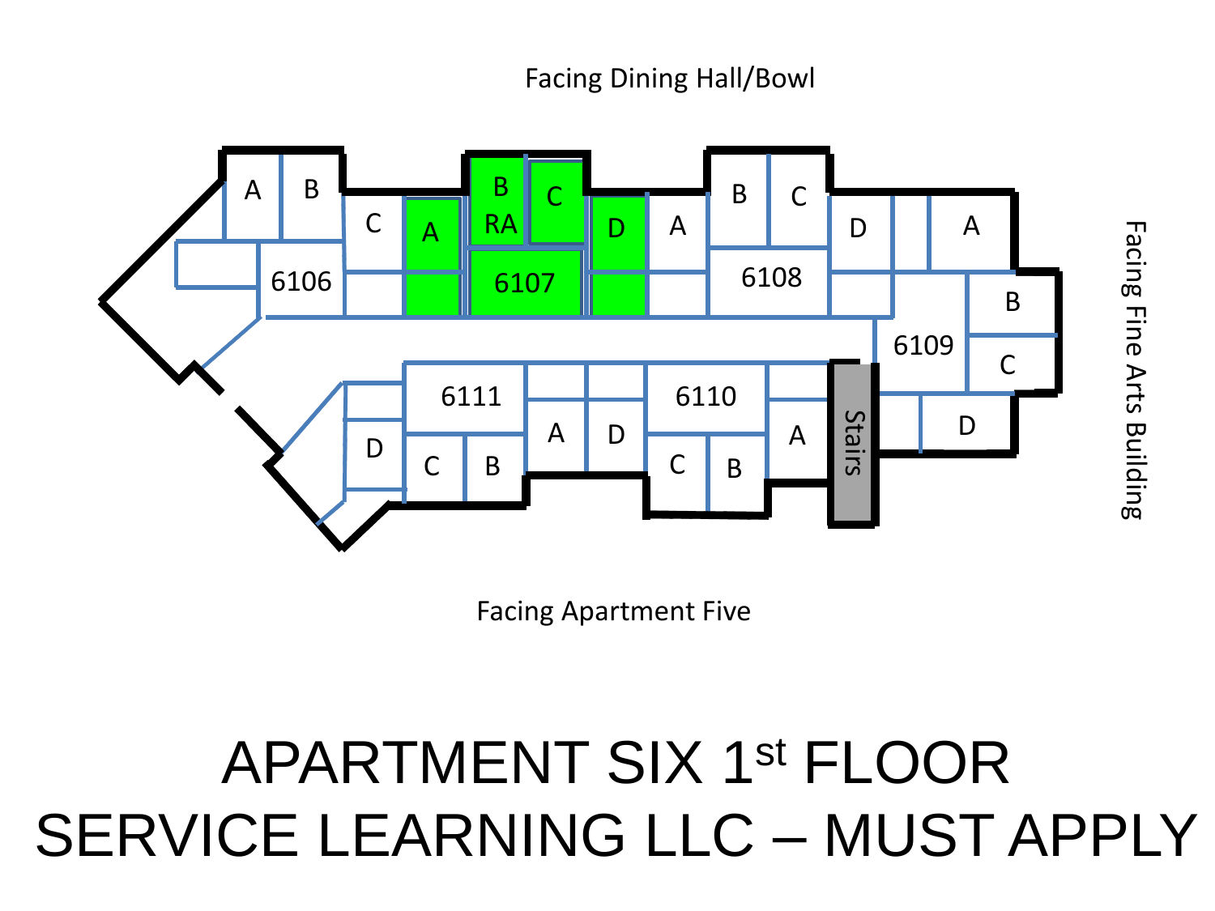Facing Dining Hall/Bowl

Facing Fine Arts Building

Facing Apartment Five

A B C 6106 A B RA C D 6107 A B C 6108 D A B C 6109 D 6111 D C B A D 6110 C B A Stairs

# APARTMENT SIX 1st FLOOR
# SERVICE LEARNING LLC – MUST APPLY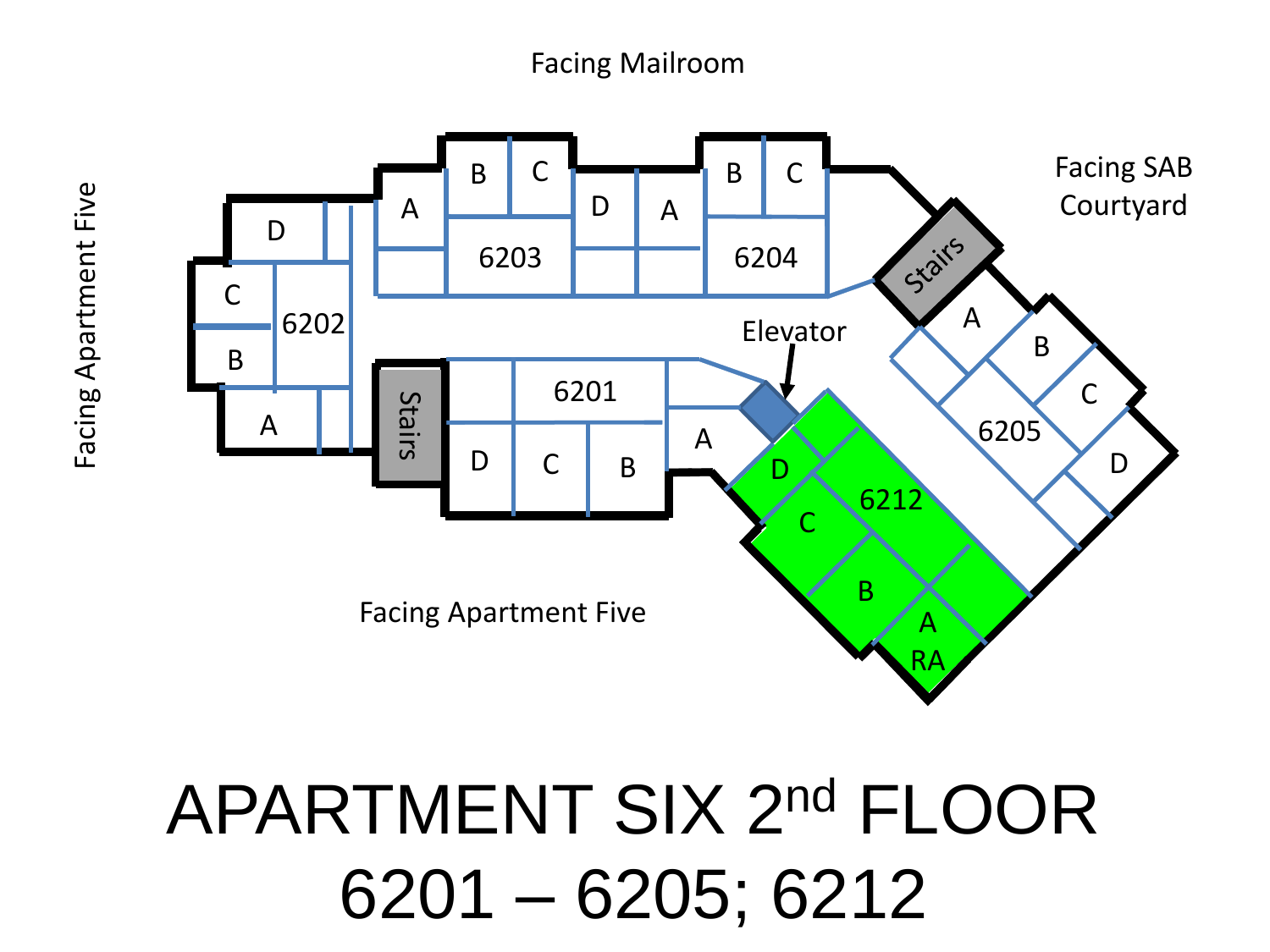Facing Mailroom

Facing SAB Courtyard

Facing Apartment Five

Facing Apartment Five

Stairs

Stairs

Elevator

6201: A, B, C, D

6202: A, B, C, D

6203: A, B, C, D

6204: A, B, C, D

6205: A, B, C, D

6212: A RA, B, C, D

# APARTMENT SIX 2nd FLOOR

# 6201 – 6205; 6212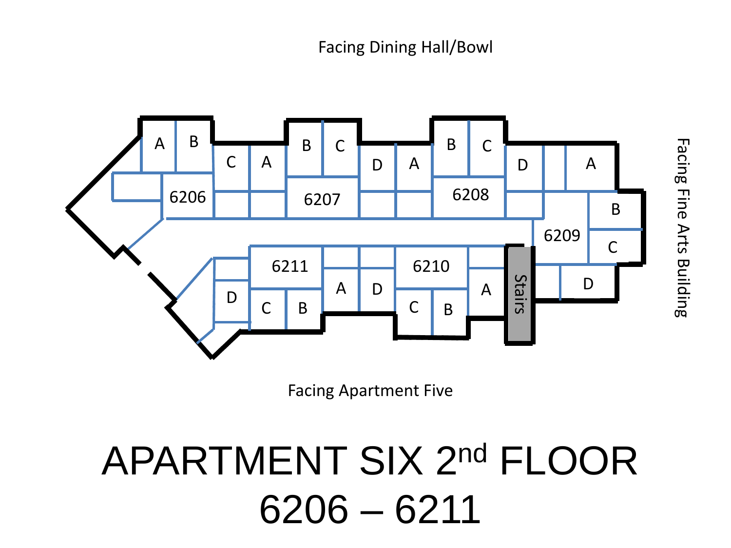Facing Dining Hall/Bowl

Facing Fine Arts Building

Facing Apartment Five

A B 6206 C A B C 6207 D A B C 6208 D A 6209 B C D Stairs A 6210 C B D A 6211 C B D

# APARTMENT SIX 2nd FLOOR 6206 – 6211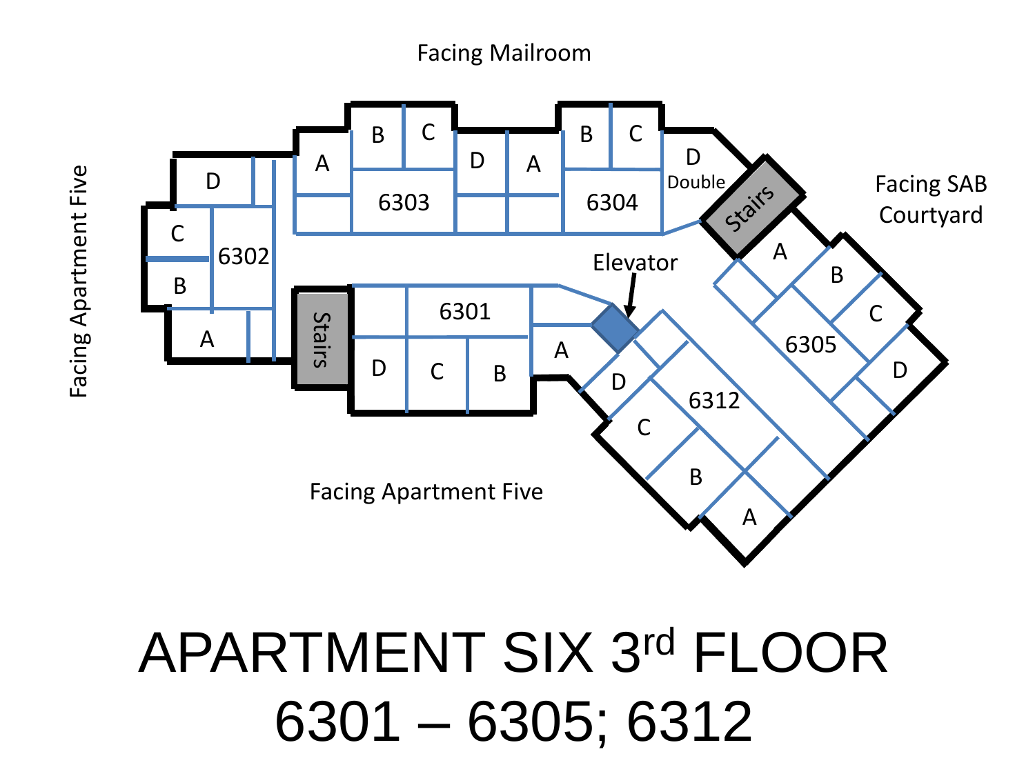Facing Mailroom

Facing Apartment Five

Facing SAB Courtyard

Facing Apartment Five

6302: D, C, B, A

6303: A, B, C, D

6304: A, B, C, D Double

6301: D, C, B, A

6305: A, B, C, D

6312: A, B, C, D

Stairs

Stairs

Elevator

# APARTMENT SIX 3rd FLOOR

# 6301 – 6305; 6312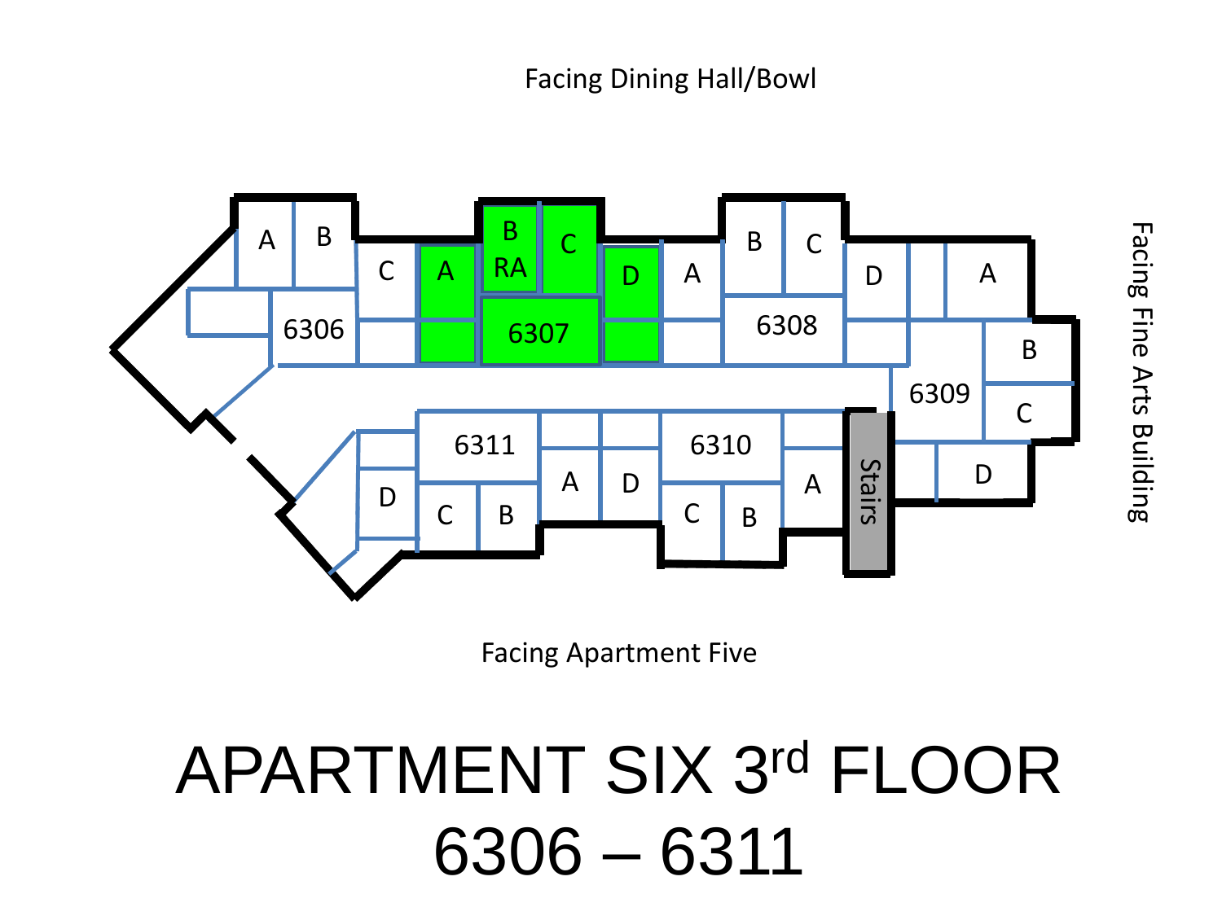Facing Dining Hall/Bowl

Facing Fine Arts Building

Facing Apartment Five

6306: A, B, C

6307: A, B RA, C, D

6308: A, B, C, D

6309: A, B, C, D

6310: A, B, C, D

6311: A, B, C, D

Stairs

# APARTMENT SIX 3rd FLOOR

# 6306 – 6311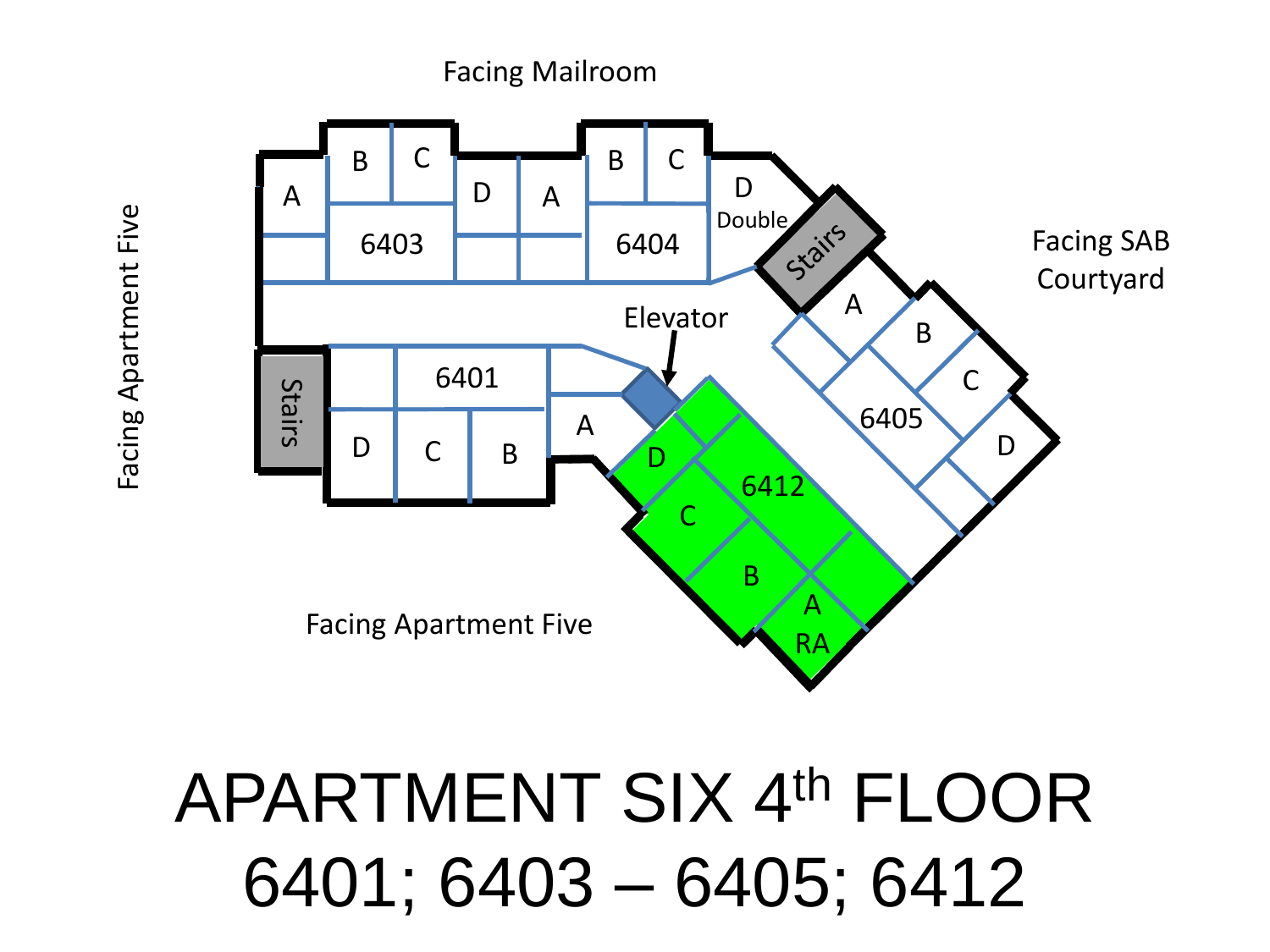Facing Mailroom

Facing Apartment Five

Facing SAB Courtyard

Facing Apartment Five

6403: A, B, C, D

6404: A, B, C, D Double

Stairs

Elevator

6401: A, B, C, D

Stairs

6405: A, B, C, D

6412: A RA, B, C, D

# APARTMENT SIX 4th FLOOR

# 6401; 6403 – 6405; 6412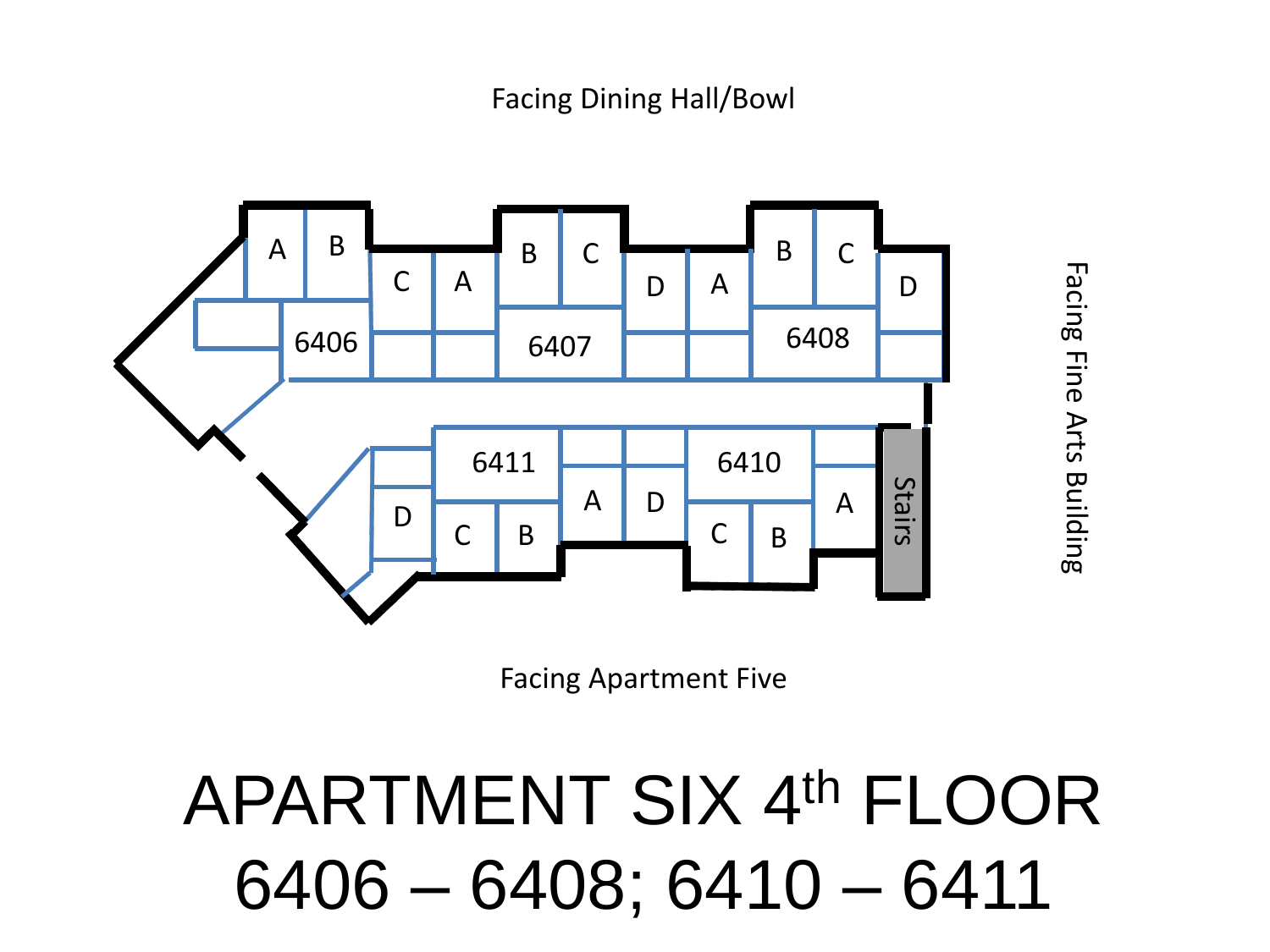Facing Dining Hall/Bowl

Facing Fine Arts Building

Facing Apartment Five

A
B
6406
C
A
B
C
6407
D
A
B
C
6408
D

6411
D
C
B
A
D
6410
C
B
A
Stairs

# APARTMENT SIX 4th FLOOR

# 6406 – 6408; 6410 – 6411